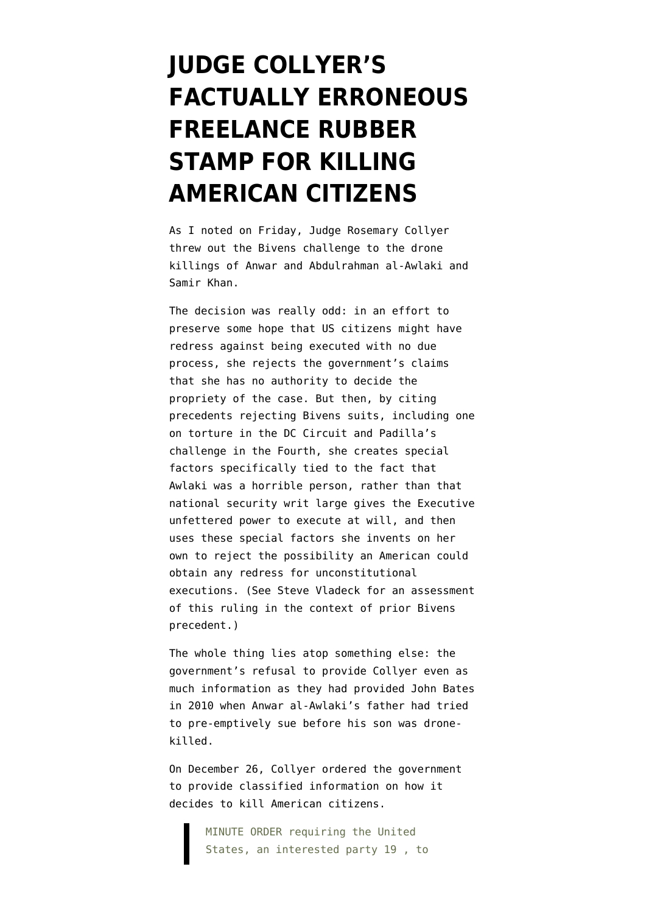# JUDGE COLLYER'S FACTUALLY ERRONEOUS FREELANCE RUBBER STAMP FOR KILLING AMERICAN CITIZENS

As I noted on Friday, Judge Rosemary Collyer threw out the Bivens challenge to the drone killings of Anwar and Abdulrahman al-Awlaki and Samir Khan.

The decision was really odd: in an effort to preserve some hope that US citizens might have redress against being executed with no due process, she rejects the government's claims that she has no authority to decide the propriety of the case. But then, by citing precedents rejecting Bivens suits, including one on torture in the DC Circuit and Padilla's challenge in the Fourth, she creates special factors specifically tied to the fact that Awlaki was a horrible person, rather than that national security writ large gives the Executive unfettered power to execute at will, and then uses these special factors she invents on her own to reject the possibility an American could obtain any redress for unconstitutional executions. (See Steve Vladeck for an assessment of this ruling in the context of prior Bivens precedent.)

The whole thing lies atop something else: the government's refusal to provide Collyer even as much information as they had provided John Bates in 2010 when Anwar al-Awlaki's father had tried to pre-emptively sue before his son was drone-killed.

On December 26, Collyer ordered the government to provide classified information on how it decides to kill American citizens.

> MINUTE ORDER requiring the United States, an interested party 19 , to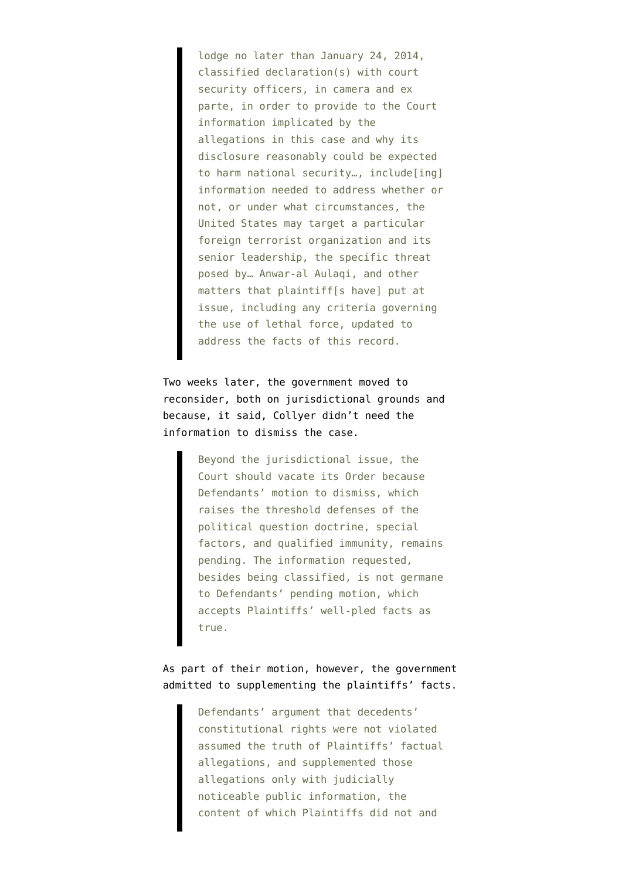> lodge no later than January 24, 2014, classified declaration(s) with court security officers, in camera and ex parte, in order to provide to the Court information implicated by the allegations in this case and why its disclosure reasonably could be expected to harm national security…, include[ing] information needed to address whether or not, or under what circumstances, the United States may target a particular foreign terrorist organization and its senior leadership, the specific threat posed by… Anwar-al Aulaqi, and other matters that plaintiff[s have] put at issue, including any criteria governing the use of lethal force, updated to address the facts of this record.

Two weeks later, the government moved to reconsider, both on jurisdictional grounds and because, it said, Collyer didn't need the information to dismiss the case.

> Beyond the jurisdictional issue, the Court should vacate its Order because Defendants' motion to dismiss, which raises the threshold defenses of the political question doctrine, special factors, and qualified immunity, remains pending. The information requested, besides being classified, is not germane to Defendants' pending motion, which accepts Plaintiffs' well-pled facts as true.

As part of their motion, however, the government admitted to supplementing the plaintiffs' facts.

> Defendants' argument that decedents' constitutional rights were not violated assumed the truth of Plaintiffs' factual allegations, and supplemented those allegations only with judicially noticeable public information, the content of which Plaintiffs did not and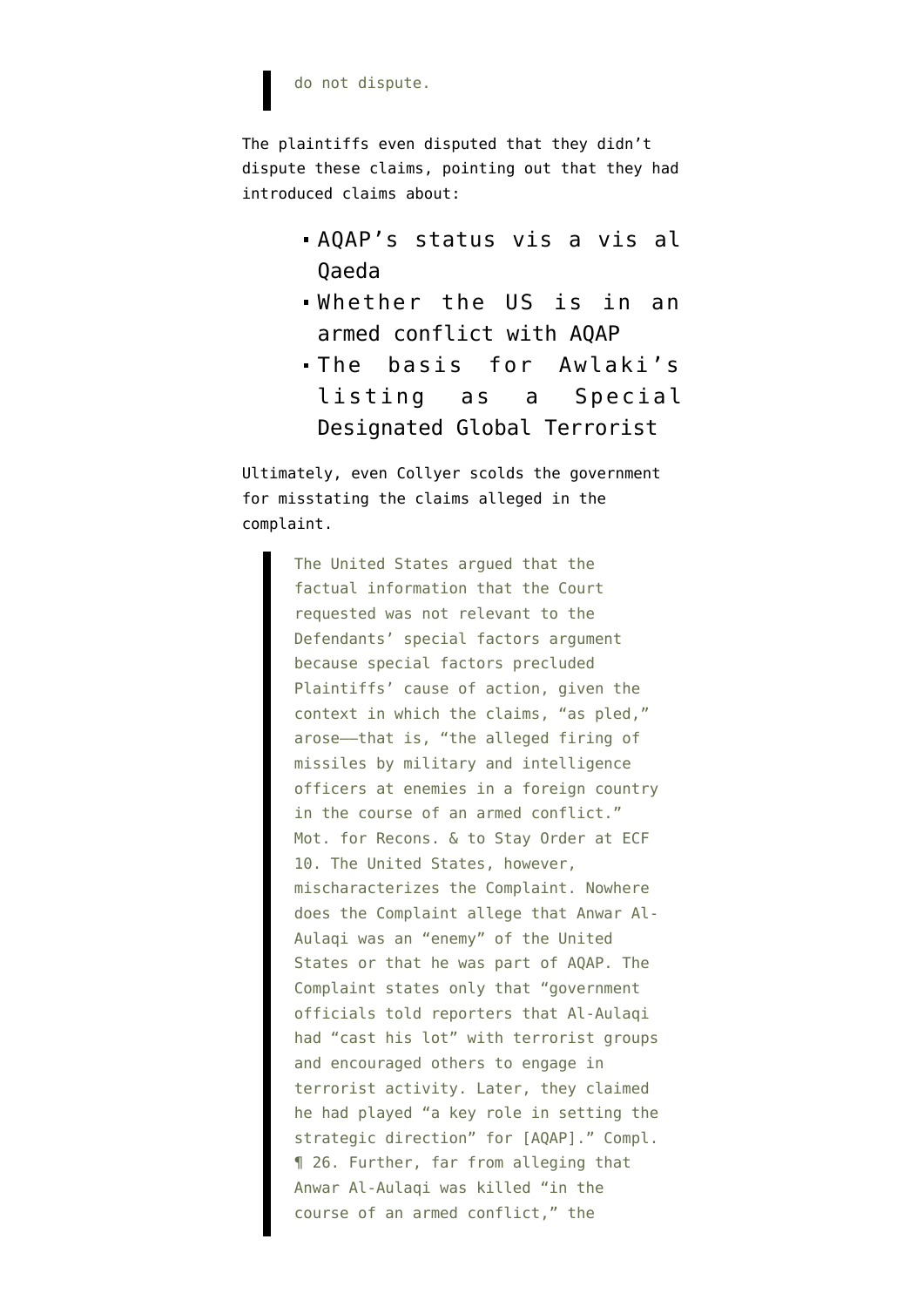> do not dispute.

The plaintiffs even disputed that they didn't dispute these claims, pointing out that they had introduced claims about:

- AQAP's status vis a vis al Qaeda
- Whether the US is in an armed conflict with AQAP
- The basis for Awlaki's listing as a Special Designated Global Terrorist

Ultimately, even Collyer scolds the government for misstating the claims alleged in the complaint.

> The United States argued that the factual information that the Court requested was not relevant to the Defendants' special factors argument because special factors precluded Plaintiffs' cause of action, given the context in which the claims, "as pled," arose——that is, "the alleged firing of missiles by military and intelligence officers at enemies in a foreign country in the course of an armed conflict." Mot. for Recons. & to Stay Order at ECF 10. The United States, however, mischaracterizes the Complaint. Nowhere does the Complaint allege that Anwar Al-Aulaqi was an "enemy" of the United States or that he was part of AQAP. The Complaint states only that "government officials told reporters that Al-Aulaqi had "cast his lot" with terrorist groups and encouraged others to engage in terrorist activity. Later, they claimed he had played "a key role in setting the strategic direction" for [AQAP]." Compl. ¶ 26. Further, far from alleging that Anwar Al-Aulaqi was killed "in the course of an armed conflict," the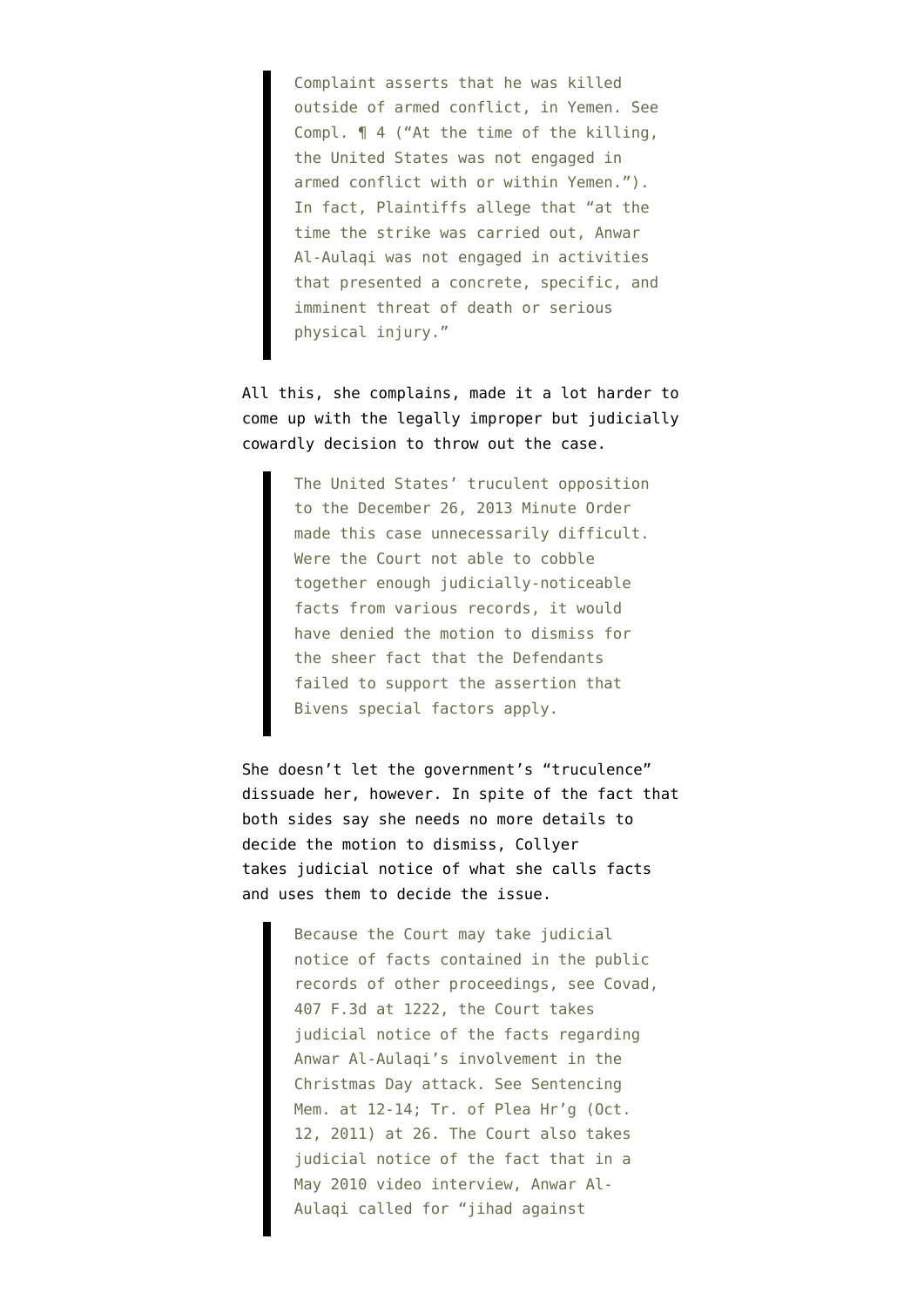> Complaint asserts that he was killed outside of armed conflict, in Yemen. See Compl. ¶ 4 ("At the time of the killing, the United States was not engaged in armed conflict with or within Yemen."). In fact, Plaintiffs allege that "at the time the strike was carried out, Anwar Al-Aulaqi was not engaged in activities that presented a concrete, specific, and imminent threat of death or serious physical injury."

All this, she complains, made it a lot harder to come up with the legally improper but judicially cowardly decision to throw out the case.

> The United States' truculent opposition to the December 26, 2013 Minute Order made this case unnecessarily difficult. Were the Court not able to cobble together enough judicially-noticeable facts from various records, it would have denied the motion to dismiss for the sheer fact that the Defendants failed to support the assertion that Bivens special factors apply.

She doesn't let the government's "truculence" dissuade her, however. In spite of the fact that both sides say she needs no more details to decide the motion to dismiss, Collyer takes judicial notice of what she calls facts and uses them to decide the issue.

> Because the Court may take judicial notice of facts contained in the public records of other proceedings, see Covad, 407 F.3d at 1222, the Court takes judicial notice of the facts regarding Anwar Al-Aulaqi's involvement in the Christmas Day attack. See Sentencing Mem. at 12-14; Tr. of Plea Hr'g (Oct. 12, 2011) at 26. The Court also takes judicial notice of the fact that in a May 2010 video interview, Anwar Al-Aulaqi called for "jihad against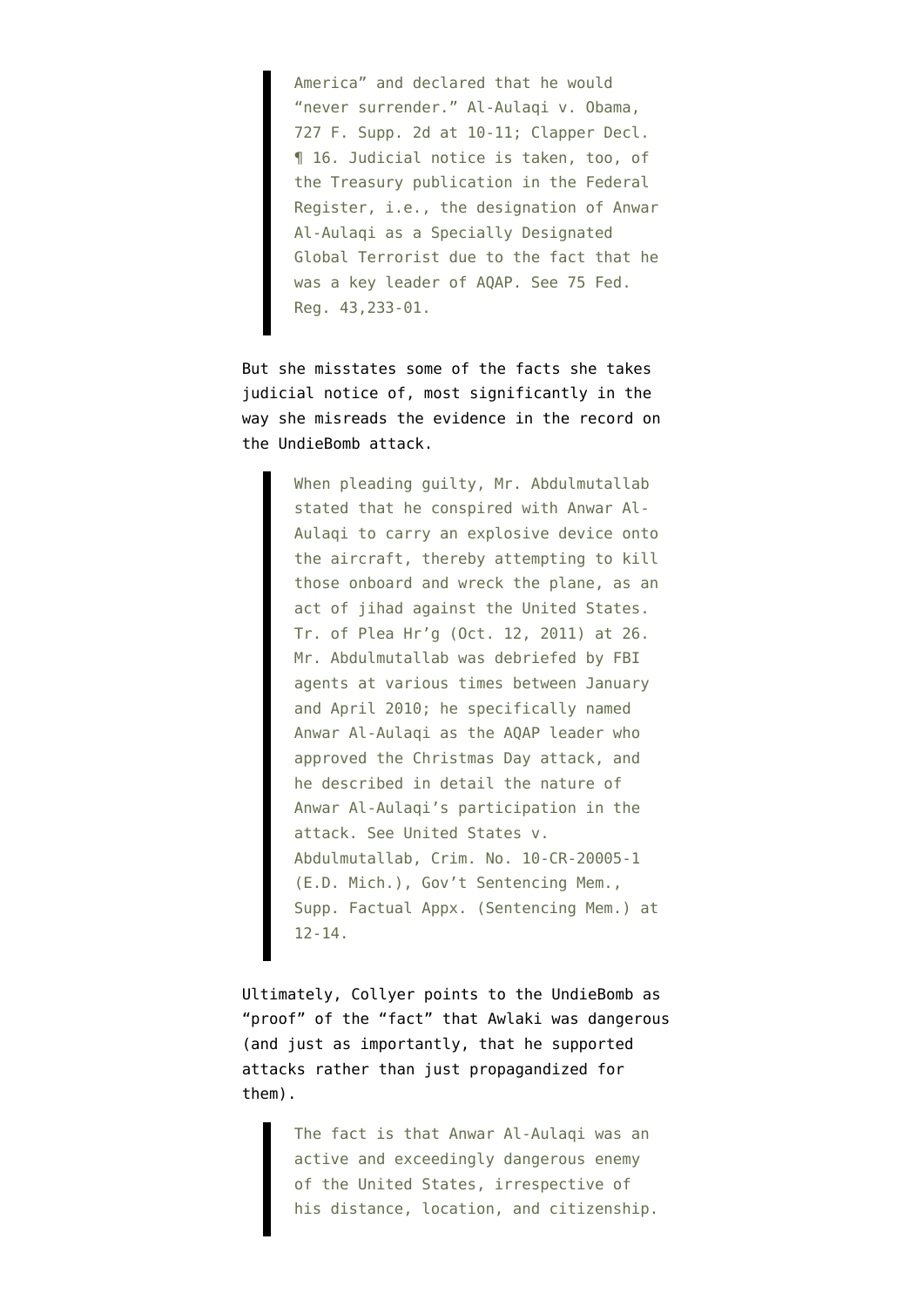> America" and declared that he would "never surrender." Al-Aulaqi v. Obama, 727 F. Supp. 2d at 10-11; Clapper Decl. ¶ 16. Judicial notice is taken, too, of the Treasury publication in the Federal Register, i.e., the designation of Anwar Al-Aulaqi as a Specially Designated Global Terrorist due to the fact that he was a key leader of AQAP. See 75 Fed. Reg. 43,233-01.

But she misstates some of the facts she takes judicial notice of, most significantly in the way she misreads the evidence in the record on the UndieBomb attack.

> When pleading guilty, Mr. Abdulmutallab stated that he conspired with Anwar Al-Aulaqi to carry an explosive device onto the aircraft, thereby attempting to kill those onboard and wreck the plane, as an act of jihad against the United States. Tr. of Plea Hr'g (Oct. 12, 2011) at 26. Mr. Abdulmutallab was debriefed by FBI agents at various times between January and April 2010; he specifically named Anwar Al-Aulaqi as the AQAP leader who approved the Christmas Day attack, and he described in detail the nature of Anwar Al-Aulaqi's participation in the attack. See United States v. Abdulmutallab, Crim. No. 10-CR-20005-1 (E.D. Mich.), Gov't Sentencing Mem., Supp. Factual Appx. (Sentencing Mem.) at 12-14.

Ultimately, Collyer points to the UndieBomb as "proof" of the "fact" that Awlaki was dangerous (and just as importantly, that he supported attacks rather than just propagandized for them).

> The fact is that Anwar Al-Aulaqi was an active and exceedingly dangerous enemy of the United States, irrespective of his distance, location, and citizenship.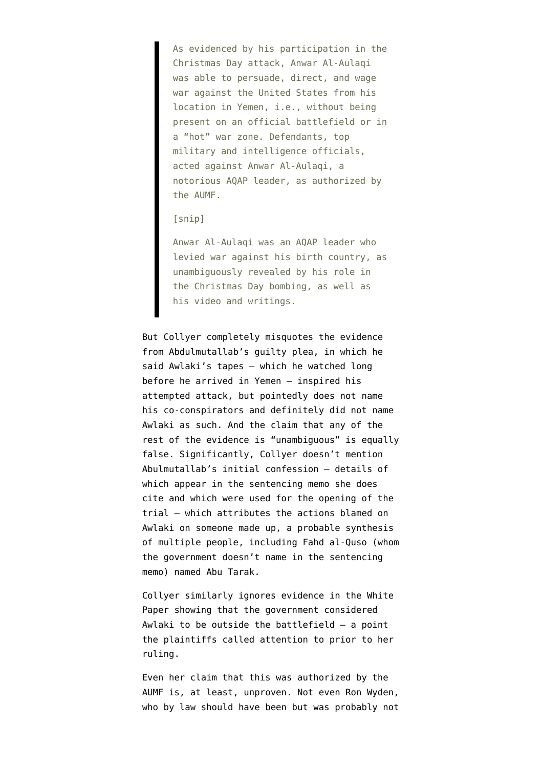> As evidenced by his participation in the Christmas Day attack, Anwar Al-Aulaqi was able to persuade, direct, and wage war against the United States from his location in Yemen, i.e., without being present on an official battlefield or in a "hot" war zone. Defendants, top military and intelligence officials, acted against Anwar Al-Aulaqi, a notorious AQAP leader, as authorized by the AUMF.
>
> [snip]
>
> Anwar Al-Aulaqi was an AQAP leader who levied war against his birth country, as unambiguously revealed by his role in the Christmas Day bombing, as well as his video and writings.

But Collyer completely misquotes the evidence from Abdulmutallab's guilty plea, in which he said Awlaki's tapes — which he watched long before he arrived in Yemen — inspired his attempted attack, but pointedly does not name his co-conspirators and definitely did not name Awlaki as such. And the claim that any of the rest of the evidence is "unambiguous" is equally false. Significantly, Collyer doesn't mention Abulmutallab's initial confession — details of which appear in the sentencing memo she does cite and which were used for the opening of the trial — which attributes the actions blamed on Awlaki on someone made up, a probable synthesis of multiple people, including Fahd al-Quso (whom the government doesn't name in the sentencing memo) named Abu Tarak.

Collyer similarly ignores evidence in the White Paper showing that the government considered Awlaki to be outside the battlefield — a point the plaintiffs called attention to prior to her ruling.

Even her claim that this was authorized by the AUMF is, at least, unproven. Not even Ron Wyden, who by law should have been but was probably not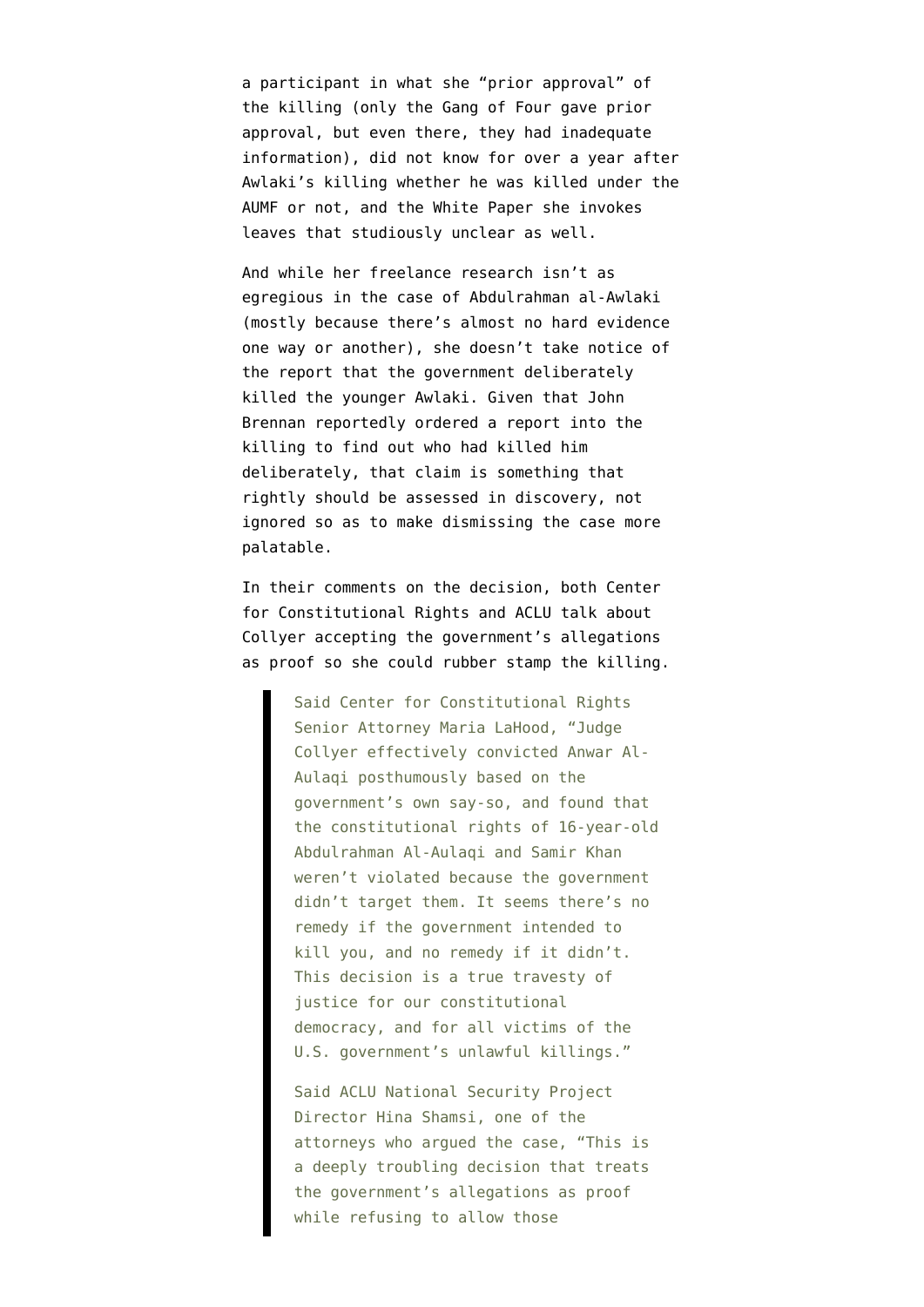a participant in what she "prior approval" of the killing (only the Gang of Four gave prior approval, but even there, they had inadequate information), did not know for over a year after Awlaki's killing whether he was killed under the AUMF or not, and the White Paper she invokes leaves that studiously unclear as well.

And while her freelance research isn't as egregious in the case of Abdulrahman al-Awlaki (mostly because there's almost no hard evidence one way or another), she doesn't take notice of the report that the government deliberately killed the younger Awlaki. Given that John Brennan reportedly ordered a report into the killing to find out who had killed him deliberately, that claim is something that rightly should be assessed in discovery, not ignored so as to make dismissing the case more palatable.

In their comments on the decision, both Center for Constitutional Rights and ACLU talk about Collyer accepting the government's allegations as proof so she could rubber stamp the killing.

> Said Center for Constitutional Rights Senior Attorney Maria LaHood, "Judge Collyer effectively convicted Anwar Al-Aulaqi posthumously based on the government's own say-so, and found that the constitutional rights of 16-year-old Abdulrahman Al-Aulaqi and Samir Khan weren't violated because the government didn't target them. It seems there's no remedy if the government intended to kill you, and no remedy if it didn't. This decision is a true travesty of justice for our constitutional democracy, and for all victims of the U.S. government's unlawful killings."
>
> Said ACLU National Security Project Director Hina Shamsi, one of the attorneys who argued the case, "This is a deeply troubling decision that treats the government's allegations as proof while refusing to allow those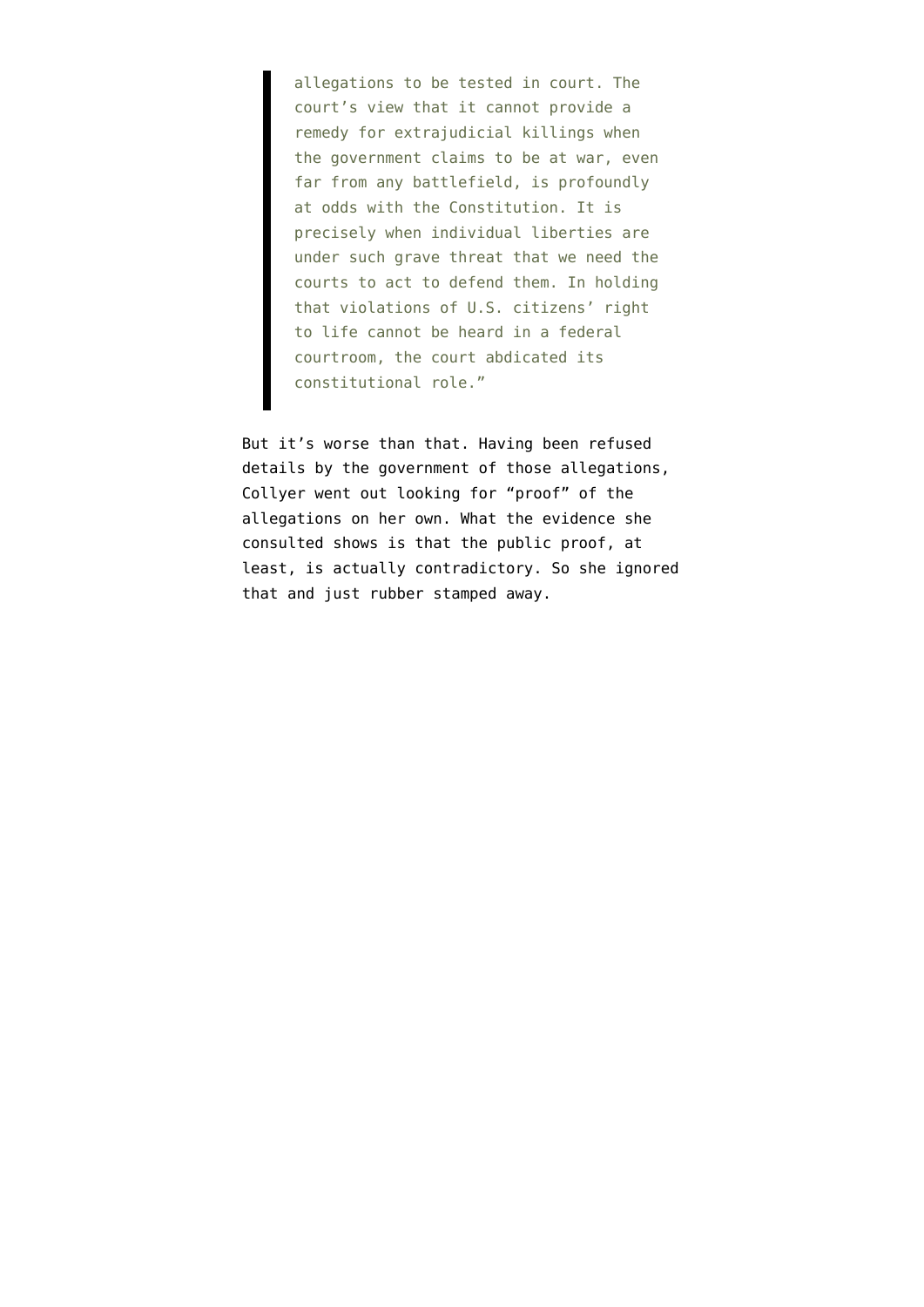> allegations to be tested in court. The court's view that it cannot provide a remedy for extrajudicial killings when the government claims to be at war, even far from any battlefield, is profoundly at odds with the Constitution. It is precisely when individual liberties are under such grave threat that we need the courts to act to defend them. In holding that violations of U.S. citizens' right to life cannot be heard in a federal courtroom, the court abdicated its constitutional role."

But it's worse than that. Having been refused details by the government of those allegations, Collyer went out looking for "proof" of the allegations on her own. What the evidence she consulted shows is that the public proof, at least, is actually contradictory. So she ignored that and just rubber stamped away.